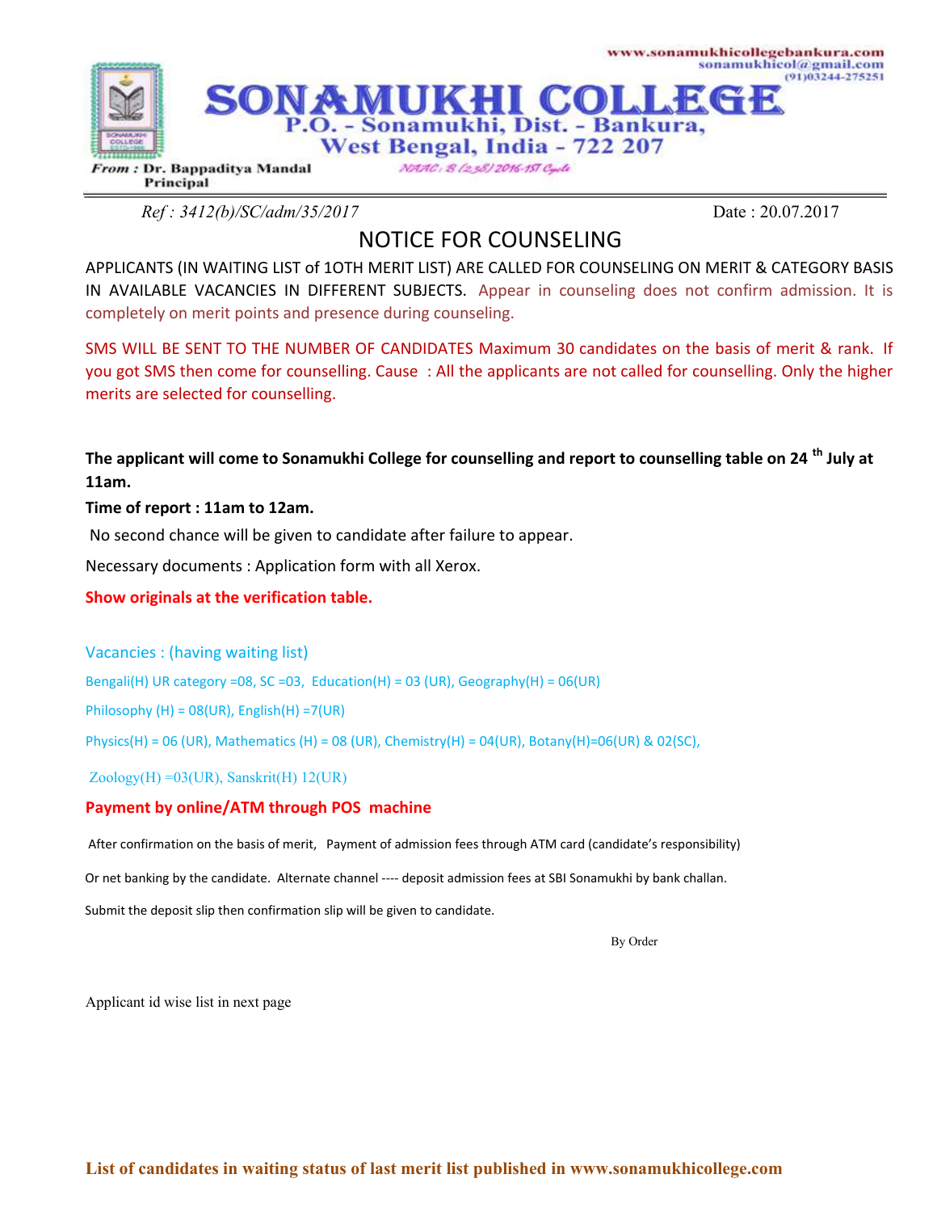www.sonamukhicollegebankura.com
sonamukhicol@gmail.com
(91)03244-275251

# SONAMUKHI COLLEGE

**P.O. - Sonamukhi, Dist. - Bankura,**
**West Bengal, India - 722 207**

**From : Dr. Bappaditya Mandal**
**Principal**

NAAC : B (2.38) 2016-1ST Cycle

*Ref : 3412(b)/SC/adm/35/2017* Date : 20.07.2017

## NOTICE FOR COUNSELING

APPLICANTS (IN WAITING LIST of 1OTH MERIT LIST) ARE CALLED FOR COUNSELING ON MERIT & CATEGORY BASIS IN AVAILABLE VACANCIES IN DIFFERENT SUBJECTS. Appear in counseling does not confirm admission. It is completely on merit points and presence during counseling.

SMS WILL BE SENT TO THE NUMBER OF CANDIDATES Maximum 30 candidates on the basis of merit & rank. If you got SMS then come for counselling. Cause : All the applicants are not called for counselling. Only the higher merits are selected for counselling.

**The applicant will come to Sonamukhi College for counselling and report to counselling table on 24th July at 11am.**

**Time of report : 11am to 12am.**

No second chance will be given to candidate after failure to appear.

Necessary documents : Application form with all Xerox.

**Show originals at the verification table.**

Vacancies : (having waiting list)

Bengali(H) UR category =08, SC =03, Education(H) = 03 (UR), Geography(H) = 06(UR)

Philosophy (H) = 08(UR), English(H) =7(UR)

Physics(H) = 06 (UR), Mathematics (H) = 08 (UR), Chemistry(H) = 04(UR), Botany(H)=06(UR) & 02(SC),

Zoology(H) =03(UR), Sanskrit(H) 12(UR)

**Payment by online/ATM through POS machine**

After confirmation on the basis of merit, Payment of admission fees through ATM card (candidate's responsibility)

Or net banking by the candidate. Alternate channel ---- deposit admission fees at SBI Sonamukhi by bank challan.

Submit the deposit slip then confirmation slip will be given to candidate.

By Order

Applicant id wise list in next page

**List of candidates in waiting status of last merit list published in www.sonamukhicollege.com**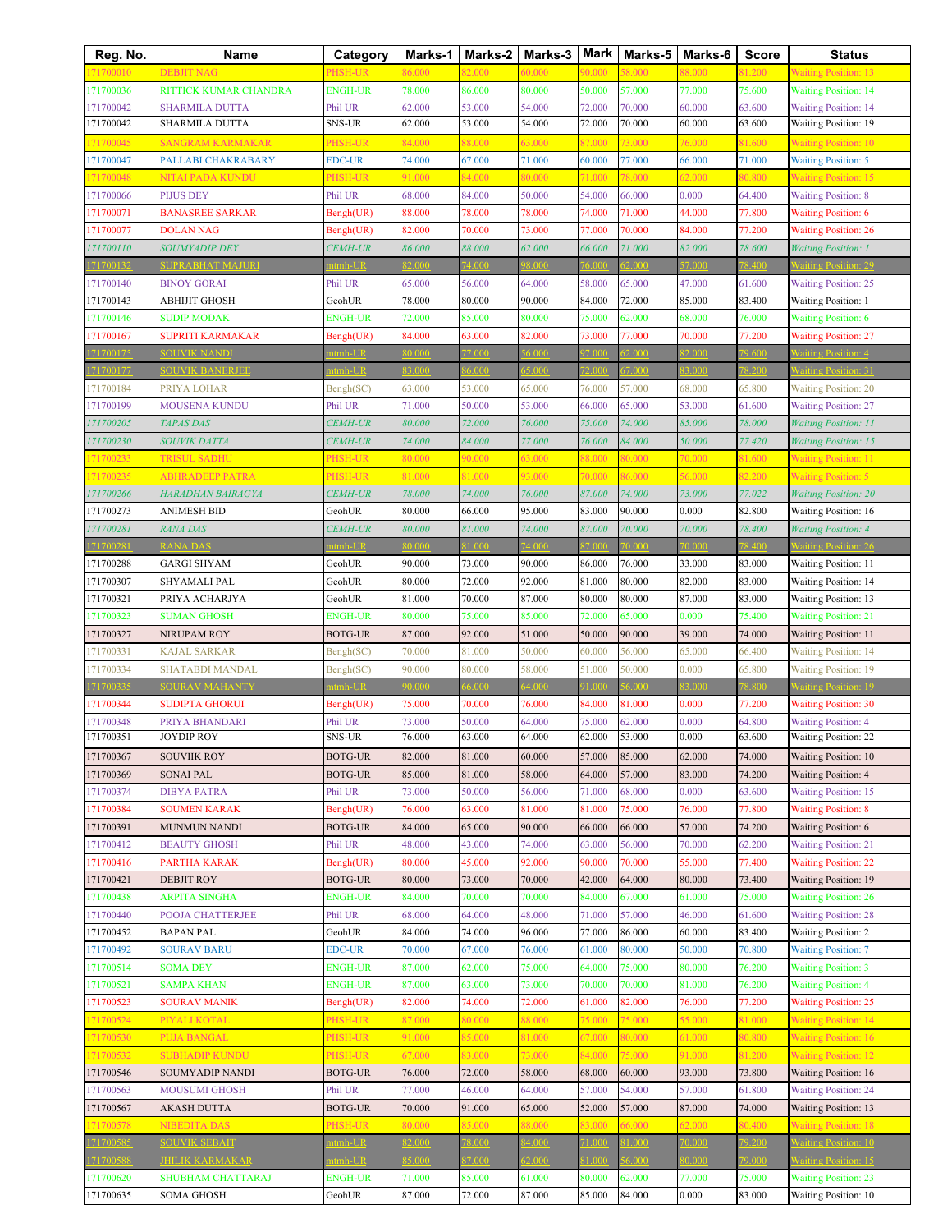| Reg. No. | Name | Category | Marks-1 | Marks-2 | Marks-3 | Mark | Marks-5 | Marks-6 | Score | Status |
|---|---|---|---|---|---|---|---|---|---|---|
| 171700010 | DEBJIT NAG | PHSH-UR | 86.000 | 82.000 | 60.000 | 90.000 | 58.000 | 88.000 | 81.200 | Waiting Position: 13 |
| 171700036 | RITTICK KUMAR CHANDRA | ENGH-UR | 78.000 | 86.000 | 80.000 | 50.000 | 57.000 | 77.000 | 75.600 | Waiting Position: 14 |
| 171700042 | SHARMILA DUTTA | Phil UR | 62.000 | 53.000 | 54.000 | 72.000 | 70.000 | 60.000 | 63.600 | Waiting Position: 14 |
| 171700042 | SHARMILA DUTTA | SNS-UR | 62.000 | 53.000 | 54.000 | 72.000 | 70.000 | 60.000 | 63.600 | Waiting Position: 19 |
| 171700045 | SANGRAM KARMAKAR | PHSH-UR | 84.000 | 88.000 | 63.000 | 87.000 | 73.000 | 76.000 | 81.600 | Waiting Position: 10 |
| 171700047 | PALLABI CHAKRABARY | EDC-UR | 74.000 | 67.000 | 71.000 | 60.000 | 77.000 | 66.000 | 71.000 | Waiting Position: 5 |
| 171700048 | NITAI PADA KUNDU | PHSH-UR | 91.000 | 84.000 | 80.000 | 71.000 | 78.000 | 62.000 | 80.800 | Waiting Position: 15 |
| 171700066 | PIJUS DEY | Phil UR | 68.000 | 84.000 | 50.000 | 54.000 | 66.000 | 0.000 | 64.400 | Waiting Position: 8 |
| 171700071 | BANASREE SARKAR | Bengh(UR) | 88.000 | 78.000 | 78.000 | 74.000 | 71.000 | 44.000 | 77.800 | Waiting Position: 6 |
| 171700077 | DOLAN NAG | Bengh(UR) | 82.000 | 70.000 | 73.000 | 77.000 | 70.000 | 84.000 | 77.200 | Waiting Position: 26 |
| 171700110 | SOUMYADIP DEY | CEMH-UR | 86.000 | 88.000 | 62.000 | 66.000 | 71.000 | 82.000 | 78.600 | Waiting Position: 1 |
| 171700132 | SUPRABHAT MAJURI | mtmh-UR | 82.000 | 74.000 | 98.000 | 76.000 | 62.000 | 57.000 | 78.400 | Waiting Position: 29 |
| 171700140 | BINOY GORAI | Phil UR | 65.000 | 56.000 | 64.000 | 58.000 | 65.000 | 47.000 | 61.600 | Waiting Position: 25 |
| 171700143 | ABHIJIT GHOSH | GeohUR | 78.000 | 80.000 | 90.000 | 84.000 | 72.000 | 85.000 | 83.400 | Waiting Position: 1 |
| 171700146 | SUDIP MODAK | ENGH-UR | 72.000 | 85.000 | 80.000 | 75.000 | 62.000 | 68.000 | 76.000 | Waiting Position: 6 |
| 171700167 | SUPRITI KARMAKAR | Bengh(UR) | 84.000 | 63.000 | 82.000 | 73.000 | 77.000 | 70.000 | 77.200 | Waiting Position: 27 |
| 171700175 | SOUVIK NANDI | mtmh-UR | 80.000 | 77.000 | 56.000 | 97.000 | 62.000 | 82.000 | 79.600 | Waiting Position: 4 |
| 171700177 | SOUVIK BANERJEE | mtmh-UR | 83.000 | 86.000 | 65.000 | 72.000 | 67.000 | 83.000 | 78.200 | Waiting Position: 31 |
| 171700184 | PRIYA LOHAR | Bengh(SC) | 63.000 | 53.000 | 65.000 | 76.000 | 57.000 | 68.000 | 65.800 | Waiting Position: 20 |
| 171700199 | MOUSENA KUNDU | Phil UR | 71.000 | 50.000 | 53.000 | 66.000 | 65.000 | 53.000 | 61.600 | Waiting Position: 27 |
| 171700205 | TAPAS DAS | CEMH-UR | 80.000 | 72.000 | 76.000 | 75.000 | 74.000 | 85.000 | 78.000 | Waiting Position: 11 |
| 171700230 | SOUVIK DATTA | CEMH-UR | 74.000 | 84.000 | 77.000 | 76.000 | 84.000 | 50.000 | 77.420 | Waiting Position: 15 |
| 171700233 | TRISUL SADHU | PHSH-UR | 80.000 | 90.000 | 63.000 | 88.000 | 80.000 | 70.000 | 81.600 | Waiting Position: 11 |
| 171700235 | ABHRADEEP PATRA | PHSH-UR | 81.000 | 81.000 | 93.000 | 70.000 | 86.000 | 56.000 | 82.200 | Waiting Position: 5 |
| 171700266 | HARADHAN BAIRAGYA | CEMH-UR | 78.000 | 74.000 | 76.000 | 87.000 | 74.000 | 73.000 | 77.022 | Waiting Position: 20 |
| 171700273 | ANIMESH BID | GeohUR | 80.000 | 66.000 | 95.000 | 83.000 | 90.000 | 0.000 | 82.800 | Waiting Position: 16 |
| 171700281 | RANA DAS | CEMH-UR | 80.000 | 81.000 | 74.000 | 87.000 | 70.000 | 70.000 | 78.400 | Waiting Position: 4 |
| 171700281 | RANA DAS | mtmh-UR | 80.000 | 81.000 | 74.000 | 87.000 | 70.000 | 70.000 | 78.400 | Waiting Position: 26 |
| 171700288 | GARGI SHYAM | GeohUR | 90.000 | 73.000 | 90.000 | 86.000 | 76.000 | 33.000 | 83.000 | Waiting Position: 11 |
| 171700307 | SHYAMALI PAL | GeohUR | 80.000 | 72.000 | 92.000 | 81.000 | 80.000 | 82.000 | 83.000 | Waiting Position: 14 |
| 171700321 | PRIYA ACHARJYA | GeohUR | 81.000 | 70.000 | 87.000 | 80.000 | 80.000 | 87.000 | 83.000 | Waiting Position: 13 |
| 171700323 | SUMAN GHOSH | ENGH-UR | 80.000 | 75.000 | 85.000 | 72.000 | 65.000 | 0.000 | 75.400 | Waiting Position: 21 |
| 171700327 | NIRUPAM ROY | BOTG-UR | 87.000 | 92.000 | 51.000 | 50.000 | 90.000 | 39.000 | 74.000 | Waiting Position: 11 |
| 171700331 | KAJAL SARKAR | Bengh(SC) | 70.000 | 81.000 | 50.000 | 60.000 | 56.000 | 65.000 | 66.400 | Waiting Position: 14 |
| 171700334 | SHATABDI MANDAL | Bengh(SC) | 90.000 | 80.000 | 58.000 | 51.000 | 50.000 | 0.000 | 65.800 | Waiting Position: 19 |
| 171700335 | SOURAV MAHANTY | mtmh-UR | 90.000 | 66.000 | 64.000 | 91.000 | 56.000 | 83.000 | 78.800 | Waiting Position: 19 |
| 171700344 | SUDIPTA GHORUI | Bengh(UR) | 75.000 | 70.000 | 76.000 | 84.000 | 81.000 | 0.000 | 77.200 | Waiting Position: 30 |
| 171700348 | PRIYA BHANDARI | Phil UR | 73.000 | 50.000 | 64.000 | 75.000 | 62.000 | 0.000 | 64.800 | Waiting Position: 4 |
| 171700351 | JOYDIP ROY | SNS-UR | 76.000 | 63.000 | 64.000 | 62.000 | 53.000 | 0.000 | 63.600 | Waiting Position: 22 |
| 171700367 | SOUVIIK ROY | BOTG-UR | 82.000 | 81.000 | 60.000 | 57.000 | 85.000 | 62.000 | 74.000 | Waiting Position: 10 |
| 171700369 | SONAI PAL | BOTG-UR | 85.000 | 81.000 | 58.000 | 64.000 | 57.000 | 83.000 | 74.200 | Waiting Position: 4 |
| 171700374 | DIBYA PATRA | Phil UR | 73.000 | 50.000 | 56.000 | 71.000 | 68.000 | 0.000 | 63.600 | Waiting Position: 15 |
| 171700384 | SOUMEN KARAK | Bengh(UR) | 76.000 | 63.000 | 81.000 | 81.000 | 75.000 | 76.000 | 77.800 | Waiting Position: 8 |
| 171700391 | MUNMUN NANDI | BOTG-UR | 84.000 | 65.000 | 90.000 | 66.000 | 66.000 | 57.000 | 74.200 | Waiting Position: 6 |
| 171700412 | BEAUTY GHOSH | Phil UR | 48.000 | 43.000 | 74.000 | 63.000 | 56.000 | 70.000 | 62.200 | Waiting Position: 21 |
| 171700416 | PARTHA KARAK | Bengh(UR) | 80.000 | 45.000 | 92.000 | 90.000 | 70.000 | 55.000 | 77.400 | Waiting Position: 22 |
| 171700421 | DEBJIT ROY | BOTG-UR | 80.000 | 73.000 | 70.000 | 42.000 | 64.000 | 80.000 | 73.400 | Waiting Position: 19 |
| 171700438 | ARPITA SINGHA | ENGH-UR | 84.000 | 70.000 | 70.000 | 84.000 | 67.000 | 61.000 | 75.000 | Waiting Position: 26 |
| 171700440 | POOJA CHATTERJEE | Phil UR | 68.000 | 64.000 | 48.000 | 71.000 | 57.000 | 46.000 | 61.600 | Waiting Position: 28 |
| 171700452 | BAPAN PAL | GeohUR | 84.000 | 74.000 | 96.000 | 77.000 | 86.000 | 60.000 | 83.400 | Waiting Position: 2 |
| 171700492 | SOURAV BARU | EDC-UR | 70.000 | 67.000 | 76.000 | 61.000 | 80.000 | 50.000 | 70.800 | Waiting Position: 7 |
| 171700514 | SOMA DEY | ENGH-UR | 87.000 | 62.000 | 75.000 | 64.000 | 75.000 | 80.000 | 76.200 | Waiting Position: 3 |
| 171700521 | SAMPA KHAN | ENGH-UR | 87.000 | 63.000 | 73.000 | 70.000 | 70.000 | 81.000 | 76.200 | Waiting Position: 4 |
| 171700523 | SOURAV MANIK | Bengh(UR) | 82.000 | 74.000 | 72.000 | 61.000 | 82.000 | 76.000 | 77.200 | Waiting Position: 25 |
| 171700524 | PIYALI KOTAL | PHSH-UR | 87.000 | 80.000 | 88.000 | 75.000 | 75.000 | 55.000 | 81.000 | Waiting Position: 14 |
| 171700530 | PUJA BANGAL | PHSH-UR | 91.000 | 85.000 | 81.000 | 67.000 | 80.000 | 61.000 | 80.800 | Waiting Position: 16 |
| 171700532 | SUBHADIP KUNDU | PHSH-UR | 67.000 | 83.000 | 73.000 | 84.000 | 75.000 | 91.000 | 81.200 | Waiting Position: 12 |
| 171700546 | SOUMYADIP NANDI | BOTG-UR | 76.000 | 72.000 | 58.000 | 68.000 | 60.000 | 93.000 | 73.800 | Waiting Position: 16 |
| 171700563 | MOUSUMI GHOSH | Phil UR | 77.000 | 46.000 | 64.000 | 57.000 | 54.000 | 57.000 | 61.800 | Waiting Position: 24 |
| 171700567 | AKASH DUTTA | BOTG-UR | 70.000 | 91.000 | 65.000 | 52.000 | 57.000 | 87.000 | 74.000 | Waiting Position: 13 |
| 171700578 | NIBEDITA DAS | PHSH-UR | 80.000 | 85.000 | 88.000 | 83.000 | 66.000 | 62.000 | 80.400 | Waiting Position: 18 |
| 171700585 | SOUVIK SEBAIT | mtmh-UR | 82.000 | 78.000 | 84.000 | 71.000 | 81.000 | 70.000 | 79.200 | Waiting Position: 10 |
| 171700588 | JHILIK KARMAKAR | mtmh-UR | 85.000 | 87.000 | 62.000 | 81.000 | 56.000 | 80.000 | 79.000 | Waiting Position: 15 |
| 171700620 | SHUBHAM CHATTARAJ | ENGH-UR | 71.000 | 85.000 | 61.000 | 80.000 | 62.000 | 77.000 | 75.000 | Waiting Position: 23 |
| 171700635 | SOMA GHOSH | GeohUR | 87.000 | 72.000 | 87.000 | 85.000 | 84.000 | 0.000 | 83.000 | Waiting Position: 10 |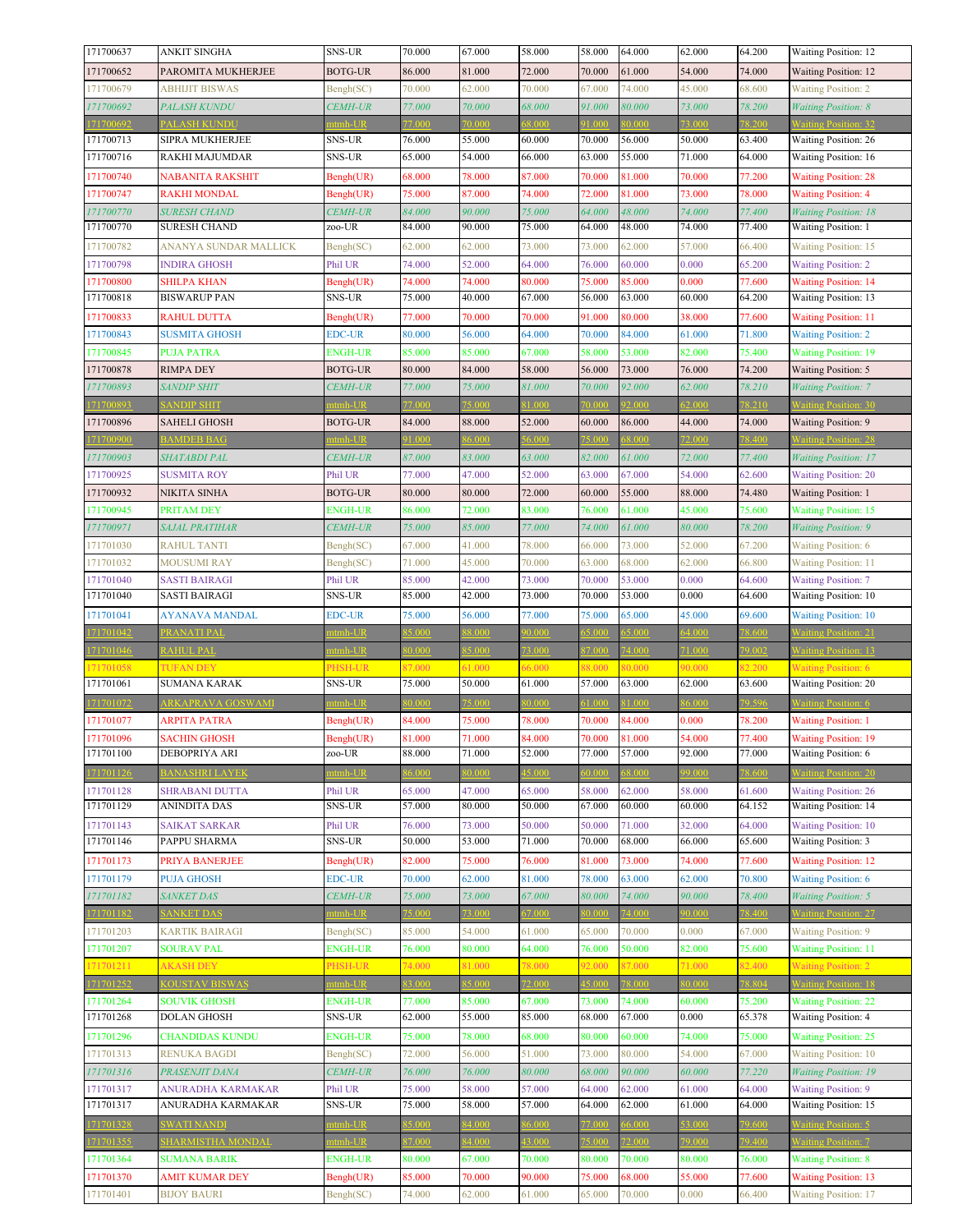| | | | | | | | | | | |
|---|---|---|---|---|---|---|---|---|---|---|
| 171700637 | ANKIT SINGHA | SNS-UR | 70.000 | 67.000 | 58.000 | 58.000 | 64.000 | 62.000 | 64.200 | Waiting Position: 12 |
| 171700652 | PAROMITA MUKHERJEE | BOTG-UR | 86.000 | 81.000 | 72.000 | 70.000 | 61.000 | 54.000 | 74.000 | Waiting Position: 12 |
| 171700679 | ABHIJIT BISWAS | Bengh(SC) | 70.000 | 62.000 | 70.000 | 67.000 | 74.000 | 45.000 | 68.600 | Waiting Position: 2 |
| 171700692 | PALASH KUNDU | CEMH-UR | 77.000 | 70.000 | 68.000 | 91.000 | 80.000 | 73.000 | 78.200 | Waiting Position: 8 |
| 171700692 | PALASH KUNDU | mtmh-UR | 77.000 | 70.000 | 68.000 | 91.000 | 80.000 | 73.000 | 78.200 | Waiting Position: 32 |
| 171700713 | SIPRA MUKHERJEE | SNS-UR | 76.000 | 55.000 | 60.000 | 70.000 | 56.000 | 50.000 | 63.400 | Waiting Position: 26 |
| 171700716 | RAKHI MAJUMDAR | SNS-UR | 65.000 | 54.000 | 66.000 | 63.000 | 55.000 | 71.000 | 64.000 | Waiting Position: 16 |
| 171700740 | NABANITA RAKSHIT | Bengh(UR) | 68.000 | 78.000 | 87.000 | 70.000 | 81.000 | 70.000 | 77.200 | Waiting Position: 28 |
| 171700747 | RAKHI MONDAL | Bengh(UR) | 75.000 | 87.000 | 74.000 | 72.000 | 81.000 | 73.000 | 78.000 | Waiting Position: 4 |
| 171700770 | SURESH CHAND | CEMH-UR | 84.000 | 90.000 | 75.000 | 64.000 | 48.000 | 74.000 | 77.400 | Waiting Position: 18 |
| 171700770 | SURESH CHAND | zoo-UR | 84.000 | 90.000 | 75.000 | 64.000 | 48.000 | 74.000 | 77.400 | Waiting Position: 1 |
| 171700782 | ANANYA SUNDAR MALLICK | Bengh(SC) | 62.000 | 62.000 | 73.000 | 73.000 | 62.000 | 57.000 | 66.400 | Waiting Position: 15 |
| 171700798 | INDIRA GHOSH | Phil UR | 74.000 | 52.000 | 64.000 | 76.000 | 60.000 | 0.000 | 65.200 | Waiting Position: 2 |
| 171700800 | SHILPA KHAN | Bengh(UR) | 74.000 | 74.000 | 80.000 | 75.000 | 85.000 | 0.000 | 77.600 | Waiting Position: 14 |
| 171700818 | BISWARUP PAN | SNS-UR | 75.000 | 40.000 | 67.000 | 56.000 | 63.000 | 60.000 | 64.200 | Waiting Position: 13 |
| 171700833 | RAHUL DUTTA | Bengh(UR) | 77.000 | 70.000 | 70.000 | 91.000 | 80.000 | 38.000 | 77.600 | Waiting Position: 11 |
| 171700843 | SUSMITA GHOSH | EDC-UR | 80.000 | 56.000 | 64.000 | 70.000 | 84.000 | 61.000 | 71.800 | Waiting Position: 2 |
| 171700845 | PUJA PATRA | ENGH-UR | 85.000 | 85.000 | 67.000 | 58.000 | 53.000 | 82.000 | 75.400 | Waiting Position: 19 |
| 171700878 | RIMPA DEY | BOTG-UR | 80.000 | 84.000 | 58.000 | 56.000 | 73.000 | 76.000 | 74.200 | Waiting Position: 5 |
| 171700893 | SANDIP SHIT | CEMH-UR | 77.000 | 75.000 | 81.000 | 70.000 | 92.000 | 62.000 | 78.210 | Waiting Position: 7 |
| 171700893 | SANDIP SHIT | mtmh-UR | 77.000 | 75.000 | 81.000 | 70.000 | 92.000 | 62.000 | 78.210 | Waiting Position: 30 |
| 171700896 | SAHELI GHOSH | BOTG-UR | 84.000 | 88.000 | 52.000 | 60.000 | 86.000 | 44.000 | 74.000 | Waiting Position: 9 |
| 171700900 | BAMDEB BAG | mtmh-UR | 91.000 | 86.000 | 56.000 | 75.000 | 68.000 | 72.000 | 78.400 | Waiting Position: 28 |
| 171700903 | SHATABDI PAL | CEMH-UR | 87.000 | 83.000 | 63.000 | 82.000 | 61.000 | 72.000 | 77.400 | Waiting Position: 17 |
| 171700925 | SUSMITA ROY | Phil UR | 77.000 | 47.000 | 52.000 | 63.000 | 67.000 | 54.000 | 62.600 | Waiting Position: 20 |
| 171700932 | NIKITA SINHA | BOTG-UR | 80.000 | 80.000 | 72.000 | 60.000 | 55.000 | 88.000 | 74.480 | Waiting Position: 1 |
| 171700945 | PRITAM DEY | ENGH-UR | 86.000 | 72.000 | 83.000 | 76.000 | 61.000 | 45.000 | 75.600 | Waiting Position: 15 |
| 171700971 | SAJAL PRATIHAR | CEMH-UR | 75.000 | 85.000 | 77.000 | 74.000 | 61.000 | 80.000 | 78.200 | Waiting Position: 9 |
| 171701030 | RAHUL TANTI | Bengh(SC) | 67.000 | 41.000 | 78.000 | 66.000 | 73.000 | 52.000 | 67.200 | Waiting Position: 6 |
| 171701032 | MOUSUMI RAY | Bengh(SC) | 71.000 | 45.000 | 70.000 | 63.000 | 68.000 | 62.000 | 66.800 | Waiting Position: 11 |
| 171701040 | SASTI BAIRAGI | Phil UR | 85.000 | 42.000 | 73.000 | 70.000 | 53.000 | 0.000 | 64.600 | Waiting Position: 7 |
| 171701040 | SASTI BAIRAGI | SNS-UR | 85.000 | 42.000 | 73.000 | 70.000 | 53.000 | 0.000 | 64.600 | Waiting Position: 10 |
| 171701041 | AYANAVA MANDAL | EDC-UR | 75.000 | 56.000 | 77.000 | 75.000 | 65.000 | 45.000 | 69.600 | Waiting Position: 10 |
| 171701042 | PRANATI PAL | mtmh-UR | 85.000 | 88.000 | 90.000 | 65.000 | 65.000 | 64.000 | 78.600 | Waiting Position: 21 |
| 171701046 | RAHUL PAL | mtmh-UR | 80.000 | 85.000 | 73.000 | 87.000 | 74.000 | 71.000 | 79.002 | Waiting Position: 13 |
| 171701058 | TUFAN DEY | PHSH-UR | 87.000 | 61.000 | 66.000 | 88.000 | 80.000 | 90.000 | 82.200 | Waiting Position: 6 |
| 171701061 | SUMANA KARAK | SNS-UR | 75.000 | 50.000 | 61.000 | 57.000 | 63.000 | 62.000 | 63.600 | Waiting Position: 20 |
| 171701072 | ARKAPRAVA GOSWAMI | mtmh-UR | 80.000 | 75.000 | 80.000 | 61.000 | 81.000 | 86.000 | 79.596 | Waiting Position: 6 |
| 171701077 | ARPITA PATRA | Bengh(UR) | 84.000 | 75.000 | 78.000 | 70.000 | 84.000 | 0.000 | 78.200 | Waiting Position: 1 |
| 171701096 | SACHIN GHOSH | Bengh(UR) | 81.000 | 71.000 | 84.000 | 70.000 | 81.000 | 54.000 | 77.400 | Waiting Position: 19 |
| 171701100 | DEBOPRIYA ARI | zoo-UR | 88.000 | 71.000 | 52.000 | 77.000 | 57.000 | 92.000 | 77.000 | Waiting Position: 6 |
| 171701126 | BANASHRI LAYEK | mtmh-UR | 86.000 | 80.000 | 45.000 | 60.000 | 68.000 | 99.000 | 78.600 | Waiting Position: 20 |
| 171701128 | SHRABANI DUTTA | Phil UR | 65.000 | 47.000 | 65.000 | 58.000 | 62.000 | 58.000 | 61.600 | Waiting Position: 26 |
| 171701129 | ANINDITA DAS | SNS-UR | 57.000 | 80.000 | 50.000 | 67.000 | 60.000 | 60.000 | 64.152 | Waiting Position: 14 |
| 171701143 | SAIKAT SARKAR | Phil UR | 76.000 | 73.000 | 50.000 | 50.000 | 71.000 | 32.000 | 64.000 | Waiting Position: 10 |
| 171701146 | PAPPU SHARMA | SNS-UR | 50.000 | 53.000 | 71.000 | 70.000 | 68.000 | 66.000 | 65.600 | Waiting Position: 3 |
| 171701173 | PRIYA BANERJEE | Bengh(UR) | 82.000 | 75.000 | 76.000 | 81.000 | 73.000 | 74.000 | 77.600 | Waiting Position: 12 |
| 171701179 | PUJA GHOSH | EDC-UR | 70.000 | 62.000 | 81.000 | 78.000 | 63.000 | 62.000 | 70.800 | Waiting Position: 6 |
| 171701182 | SANKET DAS | CEMH-UR | 75.000 | 73.000 | 67.000 | 80.000 | 74.000 | 90.000 | 78.400 | Waiting Position: 5 |
| 171701182 | SANKET DAS | mtmh-UR | 75.000 | 73.000 | 67.000 | 80.000 | 74.000 | 90.000 | 78.400 | Waiting Position: 27 |
| 171701203 | KARTIK BAIRAGI | Bengh(SC) | 85.000 | 54.000 | 61.000 | 65.000 | 70.000 | 0.000 | 67.000 | Waiting Position: 9 |
| 171701207 | SOURAV PAL | ENGH-UR | 76.000 | 80.000 | 64.000 | 76.000 | 50.000 | 82.000 | 75.600 | Waiting Position: 11 |
| 171701211 | AKASH DEY | PHSH-UR | 74.000 | 81.000 | 78.000 | 92.000 | 87.000 | 71.000 | 82.400 | Waiting Position: 2 |
| 171701252 | KOUSTAV BISWAS | mtmh-UR | 83.000 | 85.000 | 72.000 | 45.000 | 78.000 | 80.000 | 78.804 | Waiting Position: 18 |
| 171701264 | SOUVIK GHOSH | ENGH-UR | 77.000 | 85.000 | 67.000 | 73.000 | 74.000 | 60.000 | 75.200 | Waiting Position: 22 |
| 171701268 | DOLAN GHOSH | SNS-UR | 62.000 | 55.000 | 85.000 | 68.000 | 67.000 | 0.000 | 65.378 | Waiting Position: 4 |
| 171701296 | CHANDIDAS KUNDU | ENGH-UR | 75.000 | 78.000 | 68.000 | 80.000 | 60.000 | 74.000 | 75.000 | Waiting Position: 25 |
| 171701313 | RENUKA BAGDI | Bengh(SC) | 72.000 | 56.000 | 51.000 | 73.000 | 80.000 | 54.000 | 67.000 | Waiting Position: 10 |
| 171701316 | PRASENJIT DANA | CEMH-UR | 76.000 | 76.000 | 80.000 | 68.000 | 90.000 | 60.000 | 77.220 | Waiting Position: 19 |
| 171701317 | ANURADHA KARMAKAR | Phil UR | 75.000 | 58.000 | 57.000 | 64.000 | 62.000 | 61.000 | 64.000 | Waiting Position: 9 |
| 171701317 | ANURADHA KARMAKAR | SNS-UR | 75.000 | 58.000 | 57.000 | 64.000 | 62.000 | 61.000 | 64.000 | Waiting Position: 15 |
| 171701328 | SWATI NANDI | mtmh-UR | 85.000 | 84.000 | 86.000 | 77.000 | 66.000 | 53.000 | 79.600 | Waiting Position: 5 |
| 171701355 | SHARMISTHA MONDAL | mtmh-UR | 87.000 | 84.000 | 43.000 | 75.000 | 72.000 | 79.000 | 79.400 | Waiting Position: 7 |
| 171701364 | SUMANA BARIK | ENGH-UR | 80.000 | 67.000 | 70.000 | 80.000 | 70.000 | 80.000 | 76.000 | Waiting Position: 8 |
| 171701370 | AMIT KUMAR DEY | Bengh(UR) | 85.000 | 70.000 | 90.000 | 75.000 | 68.000 | 55.000 | 77.600 | Waiting Position: 13 |
| 171701401 | BIJOY BAURI | Bengh(SC) | 74.000 | 62.000 | 61.000 | 65.000 | 70.000 | 0.000 | 66.400 | Waiting Position: 17 |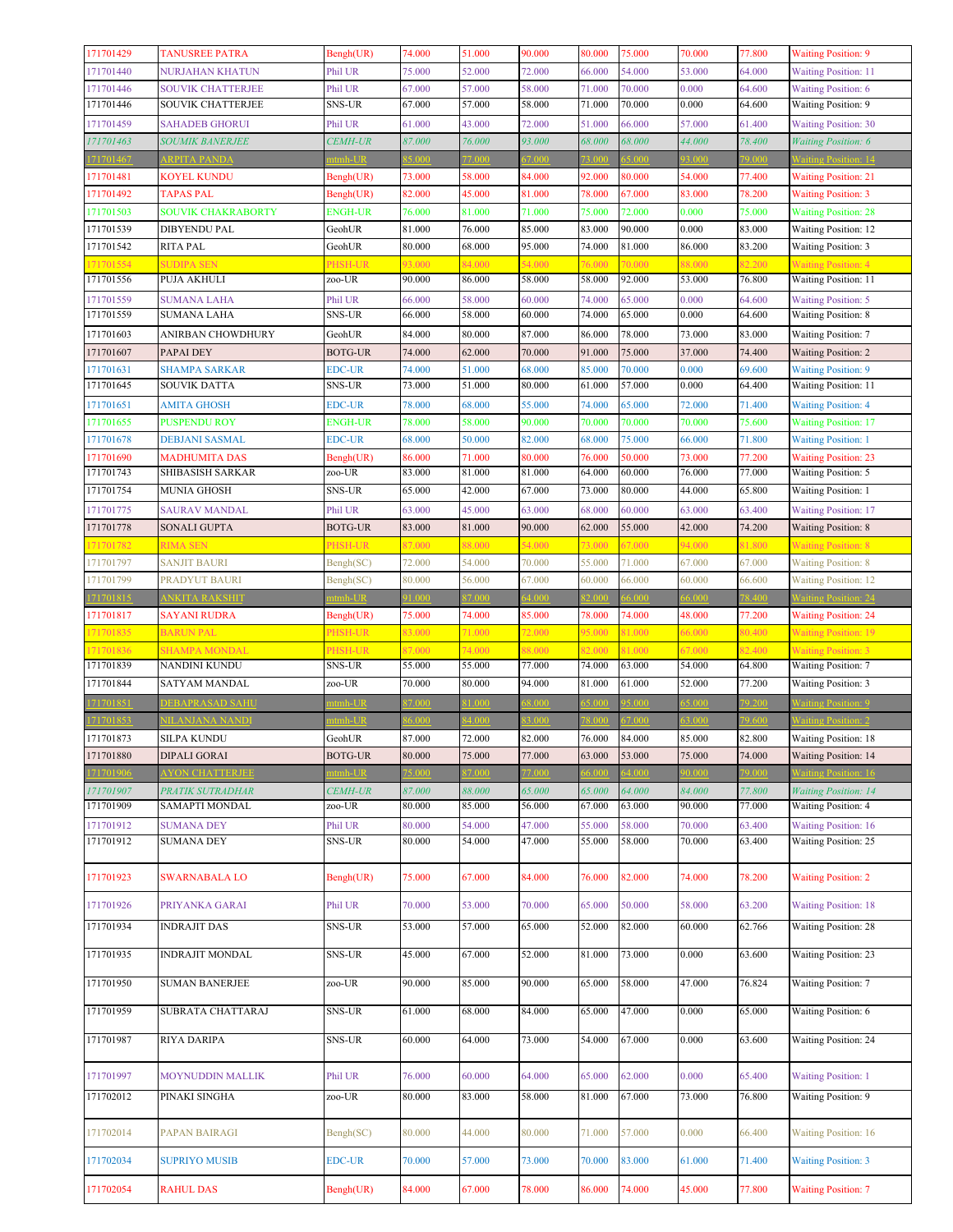| 171701429 | TANUSREE PATRA | Bengh(UR) | 74.000 | 51.000 | 90.000 | 80.000 | 75.000 | 70.000 | 77.800 | Waiting Position: 9 |
|---|---|---|---|---|---|---|---|---|---|---|
| 171701440 | NURJAHAN KHATUN | Phil UR | 75.000 | 52.000 | 72.000 | 66.000 | 54.000 | 53.000 | 64.000 | Waiting Position: 11 |
| 171701446 | SOUVIK CHATTERJEE | Phil UR | 67.000 | 57.000 | 58.000 | 71.000 | 70.000 | 0.000 | 64.600 | Waiting Position: 6 |
| 171701446 | SOUVIK CHATTERJEE | SNS-UR | 67.000 | 57.000 | 58.000 | 71.000 | 70.000 | 0.000 | 64.600 | Waiting Position: 9 |
| 171701459 | SAHADEB GHORUI | Phil UR | 61.000 | 43.000 | 72.000 | 51.000 | 66.000 | 57.000 | 61.400 | Waiting Position: 30 |
| 171701463 | SOUMIK BANERJEE | CEMH-UR | 87.000 | 76.000 | 93.000 | 68.000 | 68.000 | 44.000 | 78.400 | Waiting Position: 6 |
| 171701467 | ARPITA PANDA | mtmh-UR | 85.000 | 77.000 | 67.000 | 73.000 | 65.000 | 93.000 | 79.000 | Waiting Position: 14 |
| 171701481 | KOYEL KUNDU | Bengh(UR) | 73.000 | 58.000 | 84.000 | 92.000 | 80.000 | 54.000 | 77.400 | Waiting Position: 21 |
| 171701492 | TAPAS PAL | Bengh(UR) | 82.000 | 45.000 | 81.000 | 78.000 | 67.000 | 83.000 | 78.200 | Waiting Position: 3 |
| 171701503 | SOUVIK CHAKRABORTY | ENGH-UR | 76.000 | 81.000 | 71.000 | 75.000 | 72.000 | 0.000 | 75.000 | Waiting Position: 28 |
| 171701539 | DIBYENDU PAL | GeohUR | 81.000 | 76.000 | 85.000 | 83.000 | 90.000 | 0.000 | 83.000 | Waiting Position: 12 |
| 171701542 | RITA PAL | GeohUR | 80.000 | 68.000 | 95.000 | 74.000 | 81.000 | 86.000 | 83.200 | Waiting Position: 3 |
| 171701554 | SUDIPA SEN | PHSH-UR | 93.000 | 84.000 | 54.000 | 76.000 | 70.000 | 88.000 | 82.200 | Waiting Position: 4 |
| 171701556 | PUJA AKHULI | zoo-UR | 90.000 | 86.000 | 58.000 | 58.000 | 92.000 | 53.000 | 76.800 | Waiting Position: 11 |
| 171701559 | SUMANA LAHA | Phil UR | 66.000 | 58.000 | 60.000 | 74.000 | 65.000 | 0.000 | 64.600 | Waiting Position: 5 |
| 171701559 | SUMANA LAHA | SNS-UR | 66.000 | 58.000 | 60.000 | 74.000 | 65.000 | 0.000 | 64.600 | Waiting Position: 8 |
| 171701603 | ANIRBAN CHOWDHURY | GeohUR | 84.000 | 80.000 | 87.000 | 86.000 | 78.000 | 73.000 | 83.000 | Waiting Position: 7 |
| 171701607 | PAPAI DEY | BOTG-UR | 74.000 | 62.000 | 70.000 | 91.000 | 75.000 | 37.000 | 74.400 | Waiting Position: 2 |
| 171701631 | SHAMPA SARKAR | EDC-UR | 74.000 | 51.000 | 68.000 | 85.000 | 70.000 | 0.000 | 69.600 | Waiting Position: 9 |
| 171701645 | SOUVIK DATTA | SNS-UR | 73.000 | 51.000 | 80.000 | 61.000 | 57.000 | 0.000 | 64.400 | Waiting Position: 11 |
| 171701651 | AMITA GHOSH | EDC-UR | 78.000 | 68.000 | 55.000 | 74.000 | 65.000 | 72.000 | 71.400 | Waiting Position: 4 |
| 171701655 | PUSPENDU ROY | ENGH-UR | 78.000 | 58.000 | 90.000 | 70.000 | 70.000 | 70.000 | 75.600 | Waiting Position: 17 |
| 171701678 | DEBJANI SASMAL | EDC-UR | 68.000 | 50.000 | 82.000 | 68.000 | 75.000 | 66.000 | 71.800 | Waiting Position: 1 |
| 171701690 | MADHUMITA DAS | Bengh(UR) | 86.000 | 71.000 | 80.000 | 76.000 | 50.000 | 73.000 | 77.200 | Waiting Position: 23 |
| 171701743 | SHIBASISH SARKAR | zoo-UR | 83.000 | 81.000 | 81.000 | 64.000 | 60.000 | 76.000 | 77.000 | Waiting Position: 5 |
| 171701754 | MUNIA GHOSH | SNS-UR | 65.000 | 42.000 | 67.000 | 73.000 | 80.000 | 44.000 | 65.800 | Waiting Position: 1 |
| 171701775 | SAURAV MANDAL | Phil UR | 63.000 | 45.000 | 63.000 | 68.000 | 60.000 | 63.000 | 63.400 | Waiting Position: 17 |
| 171701778 | SONALI GUPTA | BOTG-UR | 83.000 | 81.000 | 90.000 | 62.000 | 55.000 | 42.000 | 74.200 | Waiting Position: 8 |
| 171701782 | RIMA SEN | PHSH-UR | 87.000 | 88.000 | 54.000 | 73.000 | 67.000 | 94.000 | 81.800 | Waiting Position: 8 |
| 171701797 | SANJIT BAURI | Bengh(SC) | 72.000 | 54.000 | 70.000 | 55.000 | 71.000 | 67.000 | 67.000 | Waiting Position: 8 |
| 171701799 | PRADYUT BAURI | Bengh(SC) | 80.000 | 56.000 | 67.000 | 60.000 | 66.000 | 60.000 | 66.600 | Waiting Position: 12 |
| 171701815 | ANKITA RAKSHIT | mtmh-UR | 91.000 | 87.000 | 64.000 | 82.000 | 66.000 | 66.000 | 78.400 | Waiting Position: 24 |
| 171701817 | SAYANI RUDRA | Bengh(UR) | 75.000 | 74.000 | 85.000 | 78.000 | 74.000 | 48.000 | 77.200 | Waiting Position: 24 |
| 171701835 | BARUN PAL | PHSH-UR | 83.000 | 71.000 | 72.000 | 95.000 | 81.000 | 66.000 | 80.400 | Waiting Position: 19 |
| 171701836 | SHAMPA MONDAL | PHSH-UR | 87.000 | 74.000 | 88.000 | 82.000 | 81.000 | 67.000 | 82.400 | Waiting Position: 3 |
| 171701839 | NANDINI KUNDU | SNS-UR | 55.000 | 55.000 | 77.000 | 74.000 | 63.000 | 54.000 | 64.800 | Waiting Position: 7 |
| 171701844 | SATYAM MANDAL | zoo-UR | 70.000 | 80.000 | 94.000 | 81.000 | 61.000 | 52.000 | 77.200 | Waiting Position: 3 |
| 171701851 | DEBAPRASAD SAHU | mtmh-UR | 87.000 | 81.000 | 68.000 | 65.000 | 95.000 | 65.000 | 79.200 | Waiting Position: 9 |
| 171701853 | NILANJANA NANDI | mtmh-UR | 86.000 | 84.000 | 83.000 | 78.000 | 67.000 | 63.000 | 79.600 | Waiting Position: 2 |
| 171701873 | SILPA KUNDU | GeohUR | 87.000 | 72.000 | 82.000 | 76.000 | 84.000 | 85.000 | 82.800 | Waiting Position: 18 |
| 171701880 | DIPALI GORAI | BOTG-UR | 80.000 | 75.000 | 77.000 | 63.000 | 53.000 | 75.000 | 74.000 | Waiting Position: 14 |
| 171701906 | AYON CHATTERJEE | mtmh-UR | 75.000 | 87.000 | 77.000 | 66.000 | 64.000 | 90.000 | 79.000 | Waiting Position: 16 |
| 171701907 | PRATIK SUTRADHAR | CEMH-UR | 87.000 | 88.000 | 65.000 | 65.000 | 64.000 | 84.000 | 77.800 | Waiting Position: 14 |
| 171701909 | SAMAPTI MONDAL | zoo-UR | 80.000 | 85.000 | 56.000 | 67.000 | 63.000 | 90.000 | 77.000 | Waiting Position: 4 |
| 171701912 | SUMANA DEY | Phil UR | 80.000 | 54.000 | 47.000 | 55.000 | 58.000 | 70.000 | 63.400 | Waiting Position: 16 |
| 171701912 | SUMANA DEY | SNS-UR | 80.000 | 54.000 | 47.000 | 55.000 | 58.000 | 70.000 | 63.400 | Waiting Position: 25 |
| 171701923 | SWARNABALA LO | Bengh(UR) | 75.000 | 67.000 | 84.000 | 76.000 | 82.000 | 74.000 | 78.200 | Waiting Position: 2 |
| 171701926 | PRIYANKA GARAI | Phil UR | 70.000 | 53.000 | 70.000 | 65.000 | 50.000 | 58.000 | 63.200 | Waiting Position: 18 |
| 171701934 | INDRAJIT DAS | SNS-UR | 53.000 | 57.000 | 65.000 | 52.000 | 82.000 | 60.000 | 62.766 | Waiting Position: 28 |
| 171701935 | INDRAJIT MONDAL | SNS-UR | 45.000 | 67.000 | 52.000 | 81.000 | 73.000 | 0.000 | 63.600 | Waiting Position: 23 |
| 171701950 | SUMAN BANERJEE | zoo-UR | 90.000 | 85.000 | 90.000 | 65.000 | 58.000 | 47.000 | 76.824 | Waiting Position: 7 |
| 171701959 | SUBRATA CHATTARAJ | SNS-UR | 61.000 | 68.000 | 84.000 | 65.000 | 47.000 | 0.000 | 65.000 | Waiting Position: 6 |
| 171701987 | RIYA DARIPA | SNS-UR | 60.000 | 64.000 | 73.000 | 54.000 | 67.000 | 0.000 | 63.600 | Waiting Position: 24 |
| 171701997 | MOYNUDDIN MALLIK | Phil UR | 76.000 | 60.000 | 64.000 | 65.000 | 62.000 | 0.000 | 65.400 | Waiting Position: 1 |
| 171702012 | PINAKI SINGHA | zoo-UR | 80.000 | 83.000 | 58.000 | 81.000 | 67.000 | 73.000 | 76.800 | Waiting Position: 9 |
| 171702014 | PAPAN BAIRAGI | Bengh(SC) | 80.000 | 44.000 | 80.000 | 71.000 | 57.000 | 0.000 | 66.400 | Waiting Position: 16 |
| 171702034 | SUPRIYO MUSIB | EDC-UR | 70.000 | 57.000 | 73.000 | 70.000 | 83.000 | 61.000 | 71.400 | Waiting Position: 3 |
| 171702054 | RAHUL DAS | Bengh(UR) | 84.000 | 67.000 | 78.000 | 86.000 | 74.000 | 45.000 | 77.800 | Waiting Position: 7 |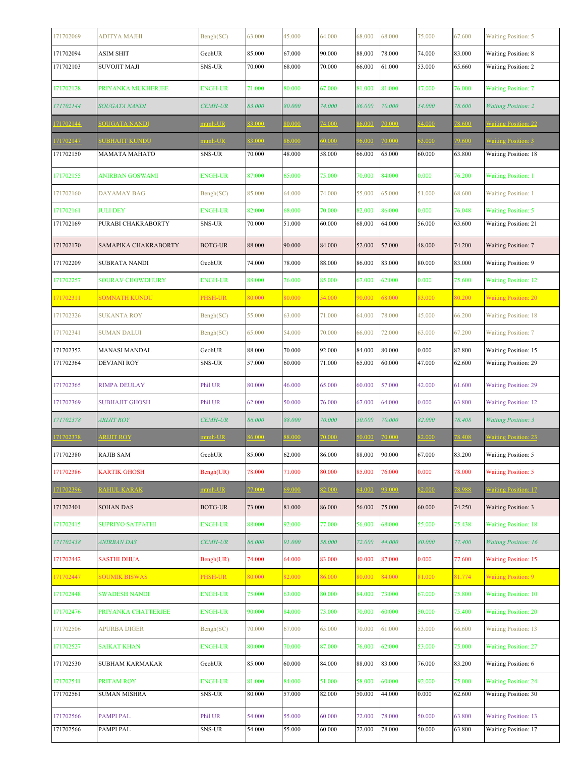| 171702069 | ADITYA MAJHI | Bengh(SC) | 63.000 | 45.000 | 64.000 | 68.000 | 68.000 | 75.000 | 67.600 | Waiting Position: 5 |
|---|---|---|---|---|---|---|---|---|---|---|
| 171702094 | ASIM SHIT | GeohUR | 85.000 | 67.000 | 90.000 | 88.000 | 78.000 | 74.000 | 83.000 | Waiting Position: 8 |
| 171702103 | SUVOJIT MAJI | SNS-UR | 70.000 | 68.000 | 70.000 | 66.000 | 61.000 | 53.000 | 65.660 | Waiting Position: 2 |
| 171702128 | PRIYANKA MUKHERJEE | ENGH-UR | 71.000 | 80.000 | 67.000 | 81.000 | 81.000 | 47.000 | 76.000 | Waiting Position: 7 |
| 171702144 | SOUGATA NANDI | CEMH-UR | 83.000 | 80.000 | 74.000 | 86.000 | 70.000 | 54.000 | 78.600 | Waiting Position: 2 |
| 171702144 | SOUGATA NANDI | mtmh-UR | 83.000 | 80.000 | 74.000 | 86.000 | 70.000 | 54.000 | 78.600 | Waiting Position: 22 |
| 171702147 | SUBHAJIT KUNDU | mtmh-UR | 83.000 | 86.000 | 60.000 | 96.000 | 70.000 | 63.000 | 79.600 | Waiting Position: 3 |
| 171702150 | MAMATA MAHATO | SNS-UR | 70.000 | 48.000 | 58.000 | 66.000 | 65.000 | 60.000 | 63.800 | Waiting Position: 18 |
| 171702155 | ANIRBAN GOSWAMI | ENGH-UR | 87.000 | 65.000 | 75.000 | 70.000 | 84.000 | 0.000 | 76.200 | Waiting Position: 1 |
| 171702160 | DAYAMAY BAG | Bengh(SC) | 85.000 | 64.000 | 74.000 | 55.000 | 65.000 | 51.000 | 68.600 | Waiting Position: 1 |
| 171702161 | JULI DEY | ENGH-UR | 82.000 | 68.000 | 70.000 | 82.000 | 86.000 | 0.000 | 76.048 | Waiting Position: 5 |
| 171702169 | PURABI CHAKRABORTY | SNS-UR | 70.000 | 51.000 | 60.000 | 68.000 | 64.000 | 56.000 | 63.600 | Waiting Position: 21 |
| 171702170 | SAMAPIKA CHAKRABORTY | BOTG-UR | 88.000 | 90.000 | 84.000 | 52.000 | 57.000 | 48.000 | 74.200 | Waiting Position: 7 |
| 171702209 | SUBRATA NANDI | GeohUR | 74.000 | 78.000 | 88.000 | 86.000 | 83.000 | 80.000 | 83.000 | Waiting Position: 9 |
| 171702257 | SOURAV CHOWDHURY | ENGH-UR | 88.000 | 76.000 | 85.000 | 67.000 | 62.000 | 0.000 | 75.600 | Waiting Position: 12 |
| 171702311 | SOMNATH KUNDU | PHSH-UR | 80.000 | 80.000 | 54.000 | 90.000 | 68.000 | 83.000 | 80.200 | Waiting Position: 20 |
| 171702326 | SUKANTA ROY | Bengh(SC) | 55.000 | 63.000 | 71.000 | 64.000 | 78.000 | 45.000 | 66.200 | Waiting Position: 18 |
| 171702341 | SUMAN DALUI | Bengh(SC) | 65.000 | 54.000 | 70.000 | 66.000 | 72.000 | 63.000 | 67.200 | Waiting Position: 7 |
| 171702352 | MANASI MANDAL | GeohUR | 88.000 | 70.000 | 92.000 | 84.000 | 80.000 | 0.000 | 82.800 | Waiting Position: 15 |
| 171702364 | DEVJANI ROY | SNS-UR | 57.000 | 60.000 | 71.000 | 65.000 | 60.000 | 47.000 | 62.600 | Waiting Position: 29 |
| 171702365 | RIMPA DEULAY | Phil UR | 80.000 | 46.000 | 65.000 | 60.000 | 57.000 | 42.000 | 61.600 | Waiting Position: 29 |
| 171702369 | SUBHAJIT GHOSH | Phil UR | 62.000 | 50.000 | 76.000 | 67.000 | 64.000 | 0.000 | 63.800 | Waiting Position: 12 |
| 171702378 | ARIJIT ROY | CEMH-UR | 86.000 | 88.000 | 70.000 | 50.000 | 70.000 | 82.000 | 78.408 | Waiting Position: 3 |
| 171702378 | ARIJIT ROY | mtmh-UR | 86.000 | 88.000 | 70.000 | 50.000 | 70.000 | 82.000 | 78.408 | Waiting Position: 23 |
| 171702380 | RAJIB SAM | GeohUR | 85.000 | 62.000 | 86.000 | 88.000 | 90.000 | 67.000 | 83.200 | Waiting Position: 5 |
| 171702386 | KARTIK GHOSH | Bengh(UR) | 78.000 | 71.000 | 80.000 | 85.000 | 76.000 | 0.000 | 78.000 | Waiting Position: 5 |
| 171702396 | RAHUL KARAK | mtmh-UR | 77.000 | 69.000 | 82.000 | 64.000 | 93.000 | 82.000 | 78.988 | Waiting Position: 17 |
| 171702401 | SOHAN DAS | BOTG-UR | 73.000 | 81.000 | 86.000 | 56.000 | 75.000 | 60.000 | 74.250 | Waiting Position: 3 |
| 171702415 | SUPRIYO SATPATHI | ENGH-UR | 88.000 | 92.000 | 77.000 | 56.000 | 68.000 | 55.000 | 75.438 | Waiting Position: 18 |
| 171702438 | ANIRBAN DAS | CEMH-UR | 86.000 | 91.000 | 58.000 | 72.000 | 44.000 | 80.000 | 77.400 | Waiting Position: 16 |
| 171702442 | SASTHI DHUA | Bengh(UR) | 74.000 | 64.000 | 83.000 | 80.000 | 87.000 | 0.000 | 77.600 | Waiting Position: 15 |
| 171702447 | SOUMIK BISWAS | PHSH-UR | 80.000 | 82.000 | 86.000 | 80.000 | 84.000 | 81.000 | 81.774 | Waiting Position: 9 |
| 171702448 | SWADESH NANDI | ENGH-UR | 75.000 | 63.000 | 80.000 | 84.000 | 73.000 | 67.000 | 75.800 | Waiting Position: 10 |
| 171702476 | PRIYANKA CHATTERJEE | ENGH-UR | 90.000 | 84.000 | 73.000 | 70.000 | 60.000 | 50.000 | 75.400 | Waiting Position: 20 |
| 171702506 | APURBA DIGER | Bengh(SC) | 70.000 | 67.000 | 65.000 | 70.000 | 61.000 | 53.000 | 66.600 | Waiting Position: 13 |
| 171702527 | SAIKAT KHAN | ENGH-UR | 80.000 | 70.000 | 87.000 | 76.000 | 62.000 | 53.000 | 75.000 | Waiting Position: 27 |
| 171702530 | SUBHAM KARMAKAR | GeohUR | 85.000 | 60.000 | 84.000 | 88.000 | 83.000 | 76.000 | 83.200 | Waiting Position: 6 |
| 171702541 | PRITAM ROY | ENGH-UR | 81.000 | 84.000 | 51.000 | 58.000 | 60.000 | 92.000 | 75.000 | Waiting Position: 24 |
| 171702561 | SUMAN MISHRA | SNS-UR | 80.000 | 57.000 | 82.000 | 50.000 | 44.000 | 0.000 | 62.600 | Waiting Position: 30 |
| 171702566 | PAMPI PAL | Phil UR | 54.000 | 55.000 | 60.000 | 72.000 | 78.000 | 50.000 | 63.800 | Waiting Position: 13 |
| 171702566 | PAMPI PAL | SNS-UR | 54.000 | 55.000 | 60.000 | 72.000 | 78.000 | 50.000 | 63.800 | Waiting Position: 17 |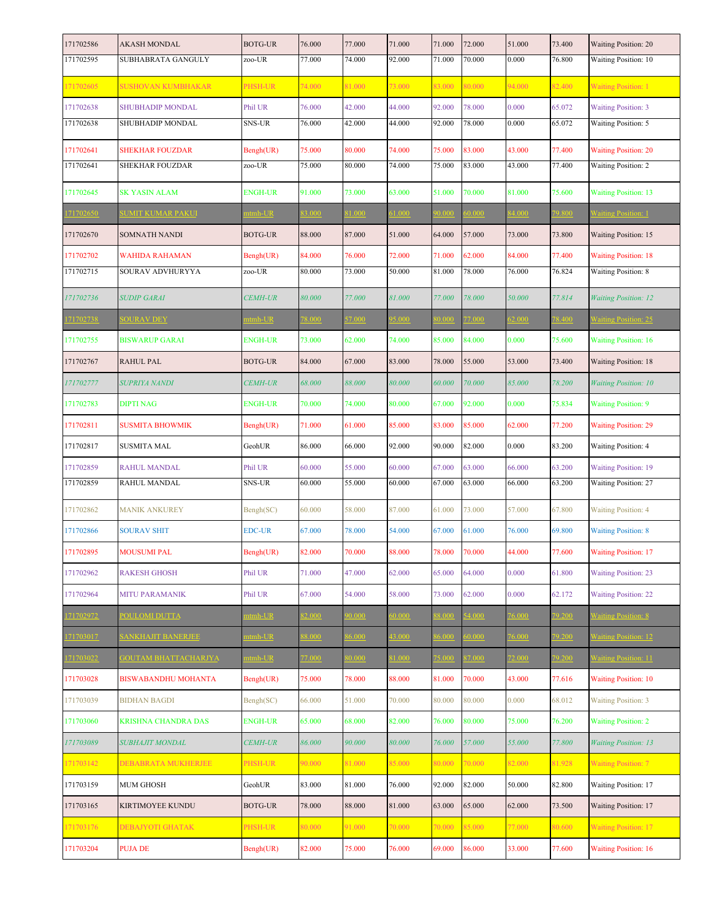| | | | | | | | | | | |
|---|---|---|---|---|---|---|---|---|---|---|
| 171702586 | AKASH MONDAL | BOTG-UR | 76.000 | 77.000 | 71.000 | 71.000 | 72.000 | 51.000 | 73.400 | Waiting Position: 20 |
| 171702595 | SUBHABRATA GANGULY | zoo-UR | 77.000 | 74.000 | 92.000 | 71.000 | 70.000 | 0.000 | 76.800 | Waiting Position: 10 |
| 171702605 | SUSHOVAN KUMBHAKAR | PHSH-UR | 74.000 | 81.000 | 73.000 | 83.000 | 80.000 | 94.000 | 82.400 | Waiting Position: 1 |
| 171702638 | SHUBHADIP MONDAL | Phil UR | 76.000 | 42.000 | 44.000 | 92.000 | 78.000 | 0.000 | 65.072 | Waiting Position: 3 |
| 171702638 | SHUBHADIP MONDAL | SNS-UR | 76.000 | 42.000 | 44.000 | 92.000 | 78.000 | 0.000 | 65.072 | Waiting Position: 5 |
| 171702641 | SHEKHAR FOUZDAR | Bengh(UR) | 75.000 | 80.000 | 74.000 | 75.000 | 83.000 | 43.000 | 77.400 | Waiting Position: 20 |
| 171702641 | SHEKHAR FOUZDAR | zoo-UR | 75.000 | 80.000 | 74.000 | 75.000 | 83.000 | 43.000 | 77.400 | Waiting Position: 2 |
| 171702645 | SK YASIN ALAM | ENGH-UR | 91.000 | 73.000 | 63.000 | 51.000 | 70.000 | 81.000 | 75.600 | Waiting Position: 13 |
| 171702650 | SUMIT KUMAR PAKUI | mtmh-UR | 83.000 | 81.000 | 61.000 | 90.000 | 60.000 | 84.000 | 79.800 | Waiting Position: 1 |
| 171702670 | SOMNATH NANDI | BOTG-UR | 88.000 | 87.000 | 51.000 | 64.000 | 57.000 | 73.000 | 73.800 | Waiting Position: 15 |
| 171702702 | WAHIDA RAHAMAN | Bengh(UR) | 84.000 | 76.000 | 72.000 | 71.000 | 62.000 | 84.000 | 77.400 | Waiting Position: 18 |
| 171702715 | SOURAV ADVHURYYA | zoo-UR | 80.000 | 73.000 | 50.000 | 81.000 | 78.000 | 76.000 | 76.824 | Waiting Position: 8 |
| 171702736 | SUDIP GARAI | CEMH-UR | 80.000 | 77.000 | 81.000 | 77.000 | 78.000 | 50.000 | 77.814 | Waiting Position: 12 |
| 171702738 | SOURAV DEY | mtmh-UR | 78.000 | 57.000 | 95.000 | 80.000 | 77.000 | 62.000 | 78.400 | Waiting Position: 25 |
| 171702755 | BISWARUP GARAI | ENGH-UR | 73.000 | 62.000 | 74.000 | 85.000 | 84.000 | 0.000 | 75.600 | Waiting Position: 16 |
| 171702767 | RAHUL PAL | BOTG-UR | 84.000 | 67.000 | 83.000 | 78.000 | 55.000 | 53.000 | 73.400 | Waiting Position: 18 |
| 171702777 | SUPRIYA NANDI | CEMH-UR | 68.000 | 88.000 | 80.000 | 60.000 | 70.000 | 85.000 | 78.200 | Waiting Position: 10 |
| 171702783 | DIPTI NAG | ENGH-UR | 70.000 | 74.000 | 80.000 | 67.000 | 92.000 | 0.000 | 75.834 | Waiting Position: 9 |
| 171702811 | SUSMITA BHOWMIK | Bengh(UR) | 71.000 | 61.000 | 85.000 | 83.000 | 85.000 | 62.000 | 77.200 | Waiting Position: 29 |
| 171702817 | SUSMITA MAL | GeohUR | 86.000 | 66.000 | 92.000 | 90.000 | 82.000 | 0.000 | 83.200 | Waiting Position: 4 |
| 171702859 | RAHUL MANDAL | Phil UR | 60.000 | 55.000 | 60.000 | 67.000 | 63.000 | 66.000 | 63.200 | Waiting Position: 19 |
| 171702859 | RAHUL MANDAL | SNS-UR | 60.000 | 55.000 | 60.000 | 67.000 | 63.000 | 66.000 | 63.200 | Waiting Position: 27 |
| 171702862 | MANIK ANKUREY | Bengh(SC) | 60.000 | 58.000 | 87.000 | 61.000 | 73.000 | 57.000 | 67.800 | Waiting Position: 4 |
| 171702866 | SOURAV SHIT | EDC-UR | 67.000 | 78.000 | 54.000 | 67.000 | 61.000 | 76.000 | 69.800 | Waiting Position: 8 |
| 171702895 | MOUSUMI PAL | Bengh(UR) | 82.000 | 70.000 | 88.000 | 78.000 | 70.000 | 44.000 | 77.600 | Waiting Position: 17 |
| 171702962 | RAKESH GHOSH | Phil UR | 71.000 | 47.000 | 62.000 | 65.000 | 64.000 | 0.000 | 61.800 | Waiting Position: 23 |
| 171702964 | MITU PARAMANIK | Phil UR | 67.000 | 54.000 | 58.000 | 73.000 | 62.000 | 0.000 | 62.172 | Waiting Position: 22 |
| 171702972 | POULOMI DUTTA | mtmh-UR | 82.000 | 90.000 | 60.000 | 88.000 | 54.000 | 76.000 | 79.200 | Waiting Position: 8 |
| 171703017 | SANKHAJIT BANERJEE | mtmh-UR | 88.000 | 86.000 | 43.000 | 86.000 | 60.000 | 76.000 | 79.200 | Waiting Position: 12 |
| 171703022 | GOUTAM BHATTACHARJYA | mtmh-UR | 77.000 | 80.000 | 81.000 | 75.000 | 87.000 | 72.000 | 79.200 | Waiting Position: 11 |
| 171703028 | BISWABANDHU MOHANTA | Bengh(UR) | 75.000 | 78.000 | 88.000 | 81.000 | 70.000 | 43.000 | 77.616 | Waiting Position: 10 |
| 171703039 | BIDHAN BAGDI | Bengh(SC) | 66.000 | 51.000 | 70.000 | 80.000 | 80.000 | 0.000 | 68.012 | Waiting Position: 3 |
| 171703060 | KRISHNA CHANDRA DAS | ENGH-UR | 65.000 | 68.000 | 82.000 | 76.000 | 80.000 | 75.000 | 76.200 | Waiting Position: 2 |
| 171703089 | SUBHAJIT MONDAL | CEMH-UR | 86.000 | 90.000 | 80.000 | 76.000 | 57.000 | 55.000 | 77.800 | Waiting Position: 13 |
| 171703142 | DEBABRATA MUKHERJEE | PHSH-UR | 90.000 | 81.000 | 85.000 | 80.000 | 70.000 | 82.000 | 81.928 | Waiting Position: 7 |
| 171703159 | MUM GHOSH | GeohUR | 83.000 | 81.000 | 76.000 | 92.000 | 82.000 | 50.000 | 82.800 | Waiting Position: 17 |
| 171703165 | KIRTIMOYEE KUNDU | BOTG-UR | 78.000 | 88.000 | 81.000 | 63.000 | 65.000 | 62.000 | 73.500 | Waiting Position: 17 |
| 171703176 | DEBAJYOTI GHATAK | PHSH-UR | 80.000 | 91.000 | 70.000 | 70.000 | 85.000 | 77.000 | 80.600 | Waiting Position: 17 |
| 171703204 | PUJA DE | Bengh(UR) | 82.000 | 75.000 | 76.000 | 69.000 | 86.000 | 33.000 | 77.600 | Waiting Position: 16 |